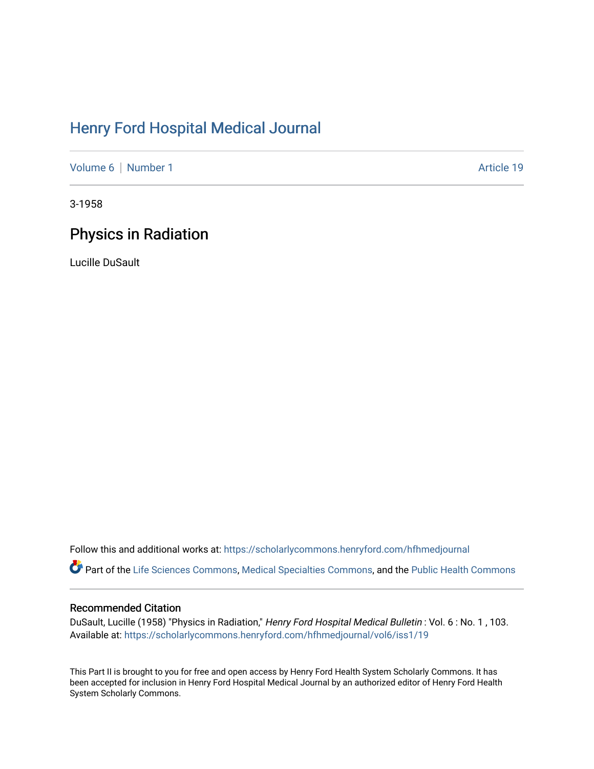# Henry Ford Hospital Medical Journal

Volume 6 | Number 1 | Article 19

3-1958

## Physics in Radiation

Lucille DuSault

Follow this and additional works at: https://scholarlycommons.henryford.com/hfhmedjournal

Part of the Life Sciences Commons, Medical Specialties Commons, and the Public Health Commons

### Recommended Citation

DuSault, Lucille (1958) "Physics in Radiation," *Henry Ford Hospital Medical Bulletin* : Vol. 6 : No. 1 , 103.
Available at: https://scholarlycommons.henryford.com/hfhmedjournal/vol6/iss1/19

This Part II is brought to you for free and open access by Henry Ford Health System Scholarly Commons. It has been accepted for inclusion in Henry Ford Hospital Medical Journal by an authorized editor of Henry Ford Health System Scholarly Commons.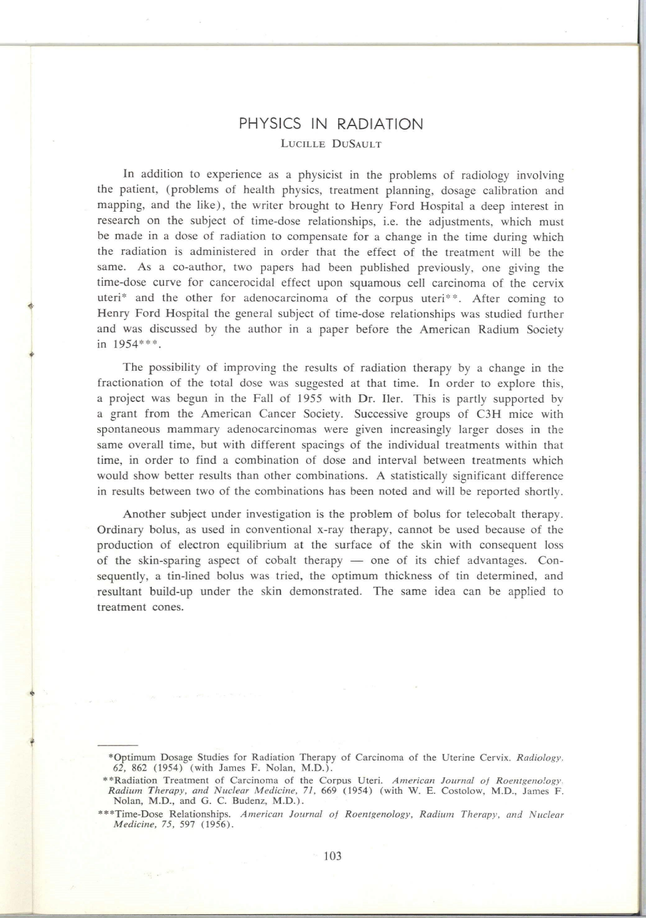# PHYSICS IN RADIATION

LUCILLE DUSAULT

In addition to experience as a physicist in the problems of radiology involving the patient, (problems of health physics, treatment planning, dosage calibration and mapping, and the like), the writer brought to Henry Ford Hospital a deep interest in research on the subject of time-dose relationships, i.e. the adjustments, which must be made in a dose of radiation to compensate for a change in the time during which the radiation is administered in order that the effect of the treatment will be the same. As a co-author, two papers had been published previously, one giving the time-dose curve for cancerocidal effect upon squamous cell carcinoma of the cervix uteri* and the other for adenocarcinoma of the corpus uteri**. After coming to Henry Ford Hospital the general subject of time-dose relationships was studied further and was discussed by the author in a paper before the American Radium Society in 1954***.

The possibility of improving the results of radiation therapy by a change in the fractionation of the total dose was suggested at that time. In order to explore this, a project was begun in the Fall of 1955 with Dr. Iler. This is partly supported by a grant from the American Cancer Society. Successive groups of C3H mice with spontaneous mammary adenocarcinomas were given increasingly larger doses in the same overall time, but with different spacings of the individual treatments within that time, in order to find a combination of dose and interval between treatments which would show better results than other combinations. A statistically significant difference in results between two of the combinations has been noted and will be reported shortly.

Another subject under investigation is the problem of bolus for telecobalt therapy. Ordinary bolus, as used in conventional x-ray therapy, cannot be used because of the production of electron equilibrium at the surface of the skin with consequent loss of the skin-sparing aspect of cobalt therapy — one of its chief advantages. Consequently, a tin-lined bolus was tried, the optimum thickness of tin determined, and resultant build-up under the skin demonstrated. The same idea can be applied to treatment cones.

---

*Optimum Dosage Studies for Radiation Therapy of Carcinoma of the Uterine Cervix. *Radiology*, *62*, 862 (1954) (with James F. Nolan, M.D.).

**Radiation Treatment of Carcinoma of the Corpus Uteri. *American Journal of Roentgenology, Radium Therapy, and Nuclear Medicine*, *71*, 669 (1954) (with W. E. Costolow, M.D., James F. Nolan, M.D., and G. C. Budenz, M.D.).

***Time-Dose Relationships. *American Journal of Roentgenology, Radium Therapy, and Nuclear Medicine*, *75*, 597 (1956).